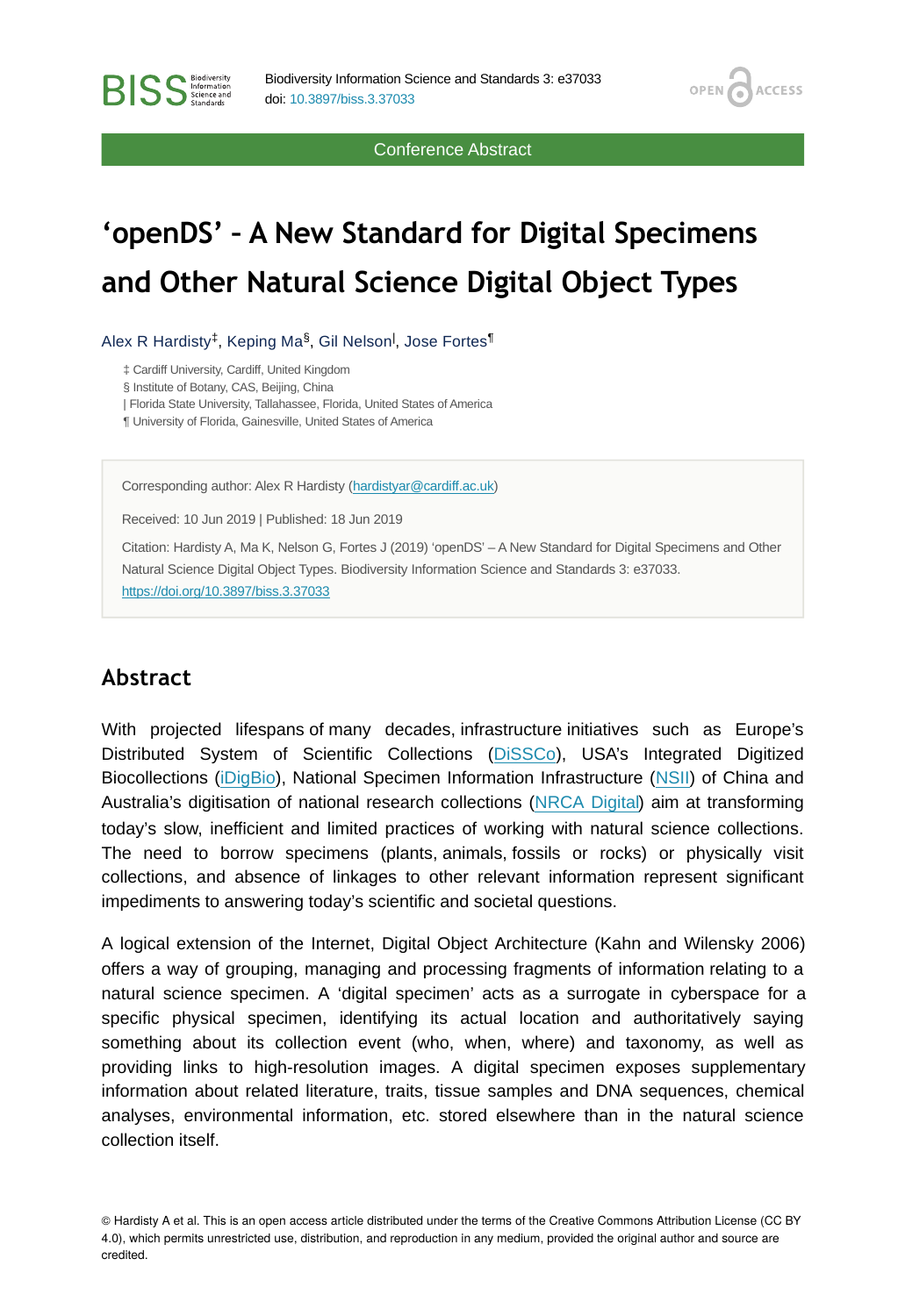Conference Abstract

# 'openDS' – A New Standard for Digital Specimens and Other Natural Science Digital Object Types

Alex R Hardisty[‡], Keping Ma[§], Gil Nelson[|], Jose Fortes[¶]

‡ Cardiff University, Cardiff, United Kingdom
§ Institute of Botany, CAS, Beijing, China
| Florida State University, Tallahassee, Florida, United States of America
¶ University of Florida, Gainesville, United States of America

Corresponding author: Alex R Hardisty (hardistyar@cardiff.ac.uk)

Received: 10 Jun 2019 | Published: 18 Jun 2019

Citation: Hardisty A, Ma K, Nelson G, Fortes J (2019) 'openDS' – A New Standard for Digital Specimens and Other Natural Science Digital Object Types. Biodiversity Information Science and Standards 3: e37033. https://doi.org/10.3897/biss.3.37033

## Abstract

With projected lifespans of many decades, infrastructure initiatives such as Europe's Distributed System of Scientific Collections (DiSSCo), USA's Integrated Digitized Biocollections (iDigBio), National Specimen Information Infrastructure (NSII) of China and Australia's digitisation of national research collections (NRCA Digital) aim at transforming today's slow, inefficient and limited practices of working with natural science collections. The need to borrow specimens (plants, animals, fossils or rocks) or physically visit collections, and absence of linkages to other relevant information represent significant impediments to answering today's scientific and societal questions.

A logical extension of the Internet, Digital Object Architecture (Kahn and Wilensky 2006) offers a way of grouping, managing and processing fragments of information relating to a natural science specimen. A 'digital specimen' acts as a surrogate in cyberspace for a specific physical specimen, identifying its actual location and authoritatively saying something about its collection event (who, when, where) and taxonomy, as well as providing links to high-resolution images. A digital specimen exposes supplementary information about related literature, traits, tissue samples and DNA sequences, chemical analyses, environmental information, etc. stored elsewhere than in the natural science collection itself.

© Hardisty A et al. This is an open access article distributed under the terms of the Creative Commons Attribution License (CC BY 4.0), which permits unrestricted use, distribution, and reproduction in any medium, provided the original author and source are credited.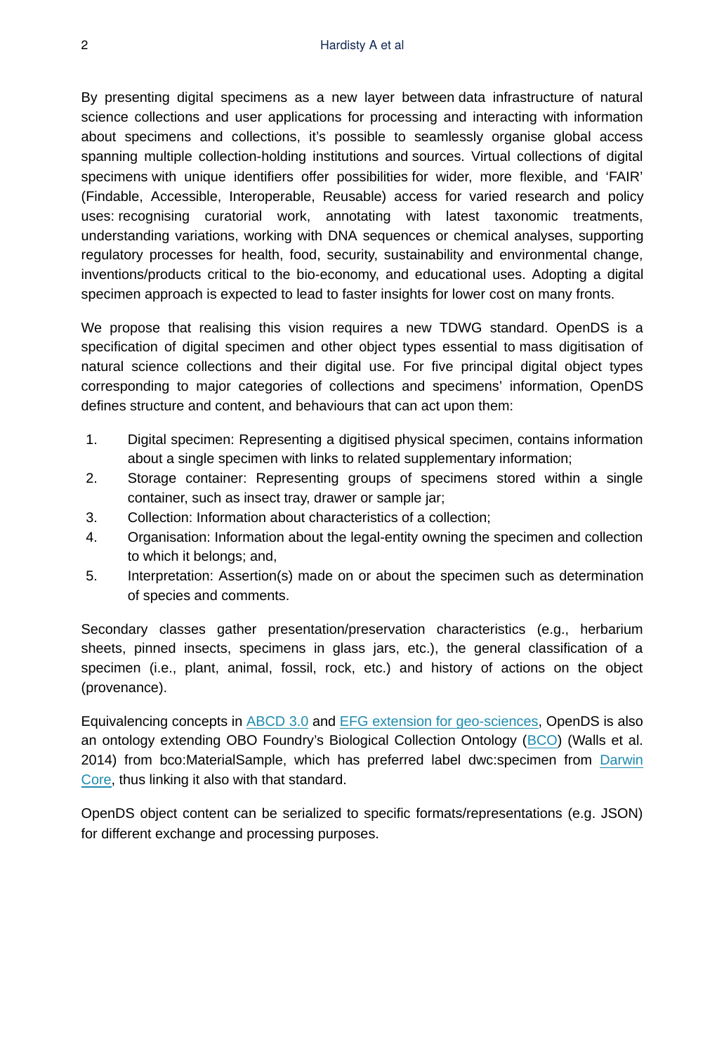By presenting digital specimens as a new layer between data infrastructure of natural science collections and user applications for processing and interacting with information about specimens and collections, it's possible to seamlessly organise global access spanning multiple collection-holding institutions and sources. Virtual collections of digital specimens with unique identifiers offer possibilities for wider, more flexible, and 'FAIR' (Findable, Accessible, Interoperable, Reusable) access for varied research and policy uses: recognising curatorial work, annotating with latest taxonomic treatments, understanding variations, working with DNA sequences or chemical analyses, supporting regulatory processes for health, food, security, sustainability and environmental change, inventions/products critical to the bio-economy, and educational uses. Adopting a digital specimen approach is expected to lead to faster insights for lower cost on many fronts.

We propose that realising this vision requires a new TDWG standard. OpenDS is a specification of digital specimen and other object types essential to mass digitisation of natural science collections and their digital use. For five principal digital object types corresponding to major categories of collections and specimens' information, OpenDS defines structure and content, and behaviours that can act upon them:

1. Digital specimen: Representing a digitised physical specimen, contains information about a single specimen with links to related supplementary information;
2. Storage container: Representing groups of specimens stored within a single container, such as insect tray, drawer or sample jar;
3. Collection: Information about characteristics of a collection;
4. Organisation: Information about the legal-entity owning the specimen and collection to which it belongs; and,
5. Interpretation: Assertion(s) made on or about the specimen such as determination of species and comments.

Secondary classes gather presentation/preservation characteristics (e.g., herbarium sheets, pinned insects, specimens in glass jars, etc.), the general classification of a specimen (i.e., plant, animal, fossil, rock, etc.) and history of actions on the object (provenance).

Equivalencing concepts in ABCD 3.0 and EFG extension for geo-sciences, OpenDS is also an ontology extending OBO Foundry's Biological Collection Ontology (BCO) (Walls et al. 2014) from bco:MaterialSample, which has preferred label dwc:specimen from Darwin Core, thus linking it also with that standard.

OpenDS object content can be serialized to specific formats/representations (e.g. JSON) for different exchange and processing purposes.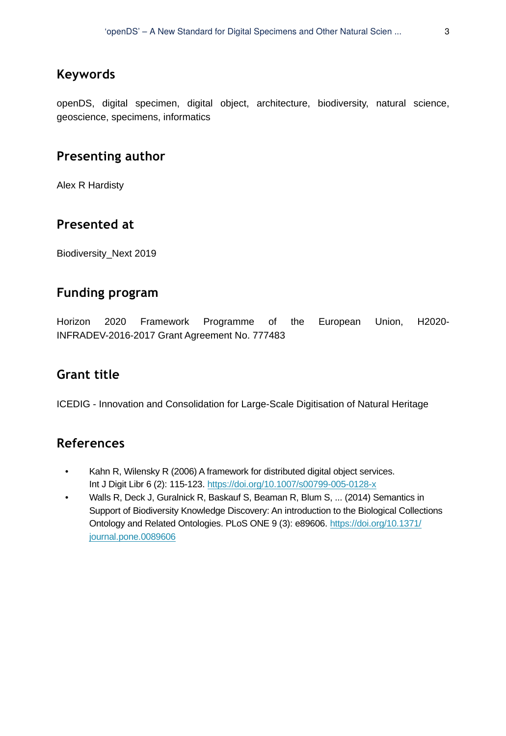## Keywords

openDS, digital specimen, digital object, architecture, biodiversity, natural science, geoscience, specimens, informatics

## Presenting author

Alex R Hardisty

## Presented at

Biodiversity_Next 2019

## Funding program

Horizon 2020 Framework Programme of the European Union, H2020-INFRADEV-2016-2017 Grant Agreement No. 777483

## Grant title

ICEDIG - Innovation and Consolidation for Large-Scale Digitisation of Natural Heritage

## References

- Kahn R, Wilensky R (2006) A framework for distributed digital object services. Int J Digit Libr 6 (2): 115-123. https://doi.org/10.1007/s00799-005-0128-x
- Walls R, Deck J, Guralnick R, Baskauf S, Beaman R, Blum S, ... (2014) Semantics in Support of Biodiversity Knowledge Discovery: An introduction to the Biological Collections Ontology and Related Ontologies. PLoS ONE 9 (3): e89606. https://doi.org/10.1371/journal.pone.0089606